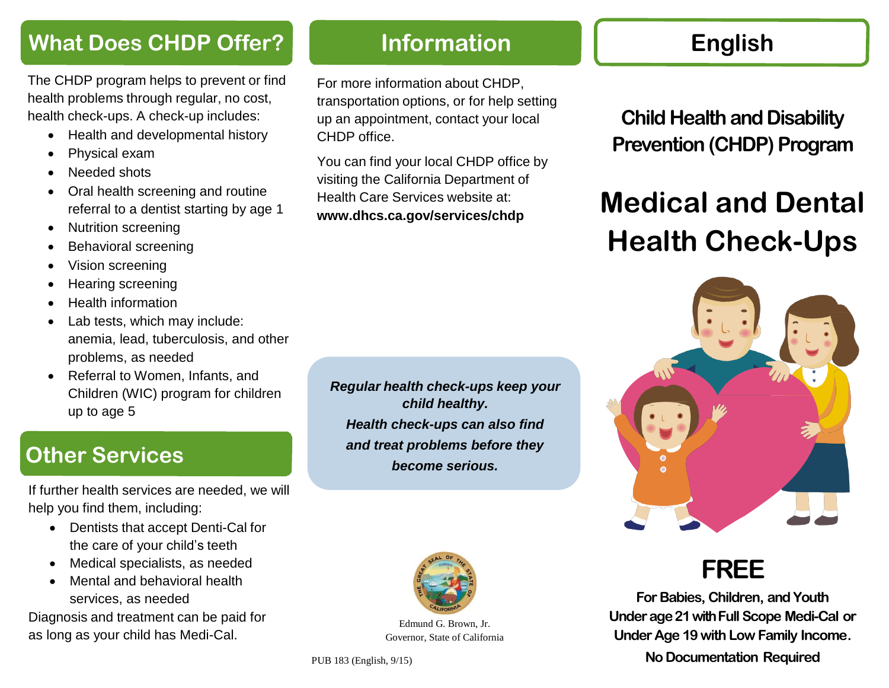## What Does CHDP Offer?

The CHDP program helps to prevent or find health problems through regular, no cost, health check-ups. A check-up includes:

- Health and developmental history
- Physical exam
- Needed shots
- Oral health screening and routine referral to a dentist starting by age 1
- Nutrition screening
- Behavioral screening
- Vision screening
- Hearing screening
- Health information
- Lab tests, which may include: anemia, lead, tuberculosis, and other problems, as needed
- Referral to Women, Infants, and Children (WIC) program for children up to age 5

## Other Services

If further health services are needed, we will help you find them, including:

- Dentists that accept Denti-Cal for the care of your child's teeth
- Medical specialists, as needed
- Mental and behavioral health services, as needed

Diagnosis and treatment can be paid for as long as your child has Medi-Cal.

## Information

For more information about CHDP, transportation options, or for help setting up an appointment, contact your local CHDP office.

You can find your local CHDP office by visiting the California Department of Health Care Services website at: **www.dhcs.ca.gov/services/chdp**

***Regular health check-ups keep your child healthy.***
***Health check-ups can also find and treat problems before they become serious.***

Edmund G. Brown, Jr.
Governor, State of California

PUB 183 (English, 9/15)

## English

### Child Health and Disability Prevention (CHDP) Program

# Medical and Dental Health Check-Ups

## FREE

**For Babies, Children, and Youth Under age 21 with Full Scope Medi-Cal or Under Age 19 with Low Family Income.**

**No Documentation Required**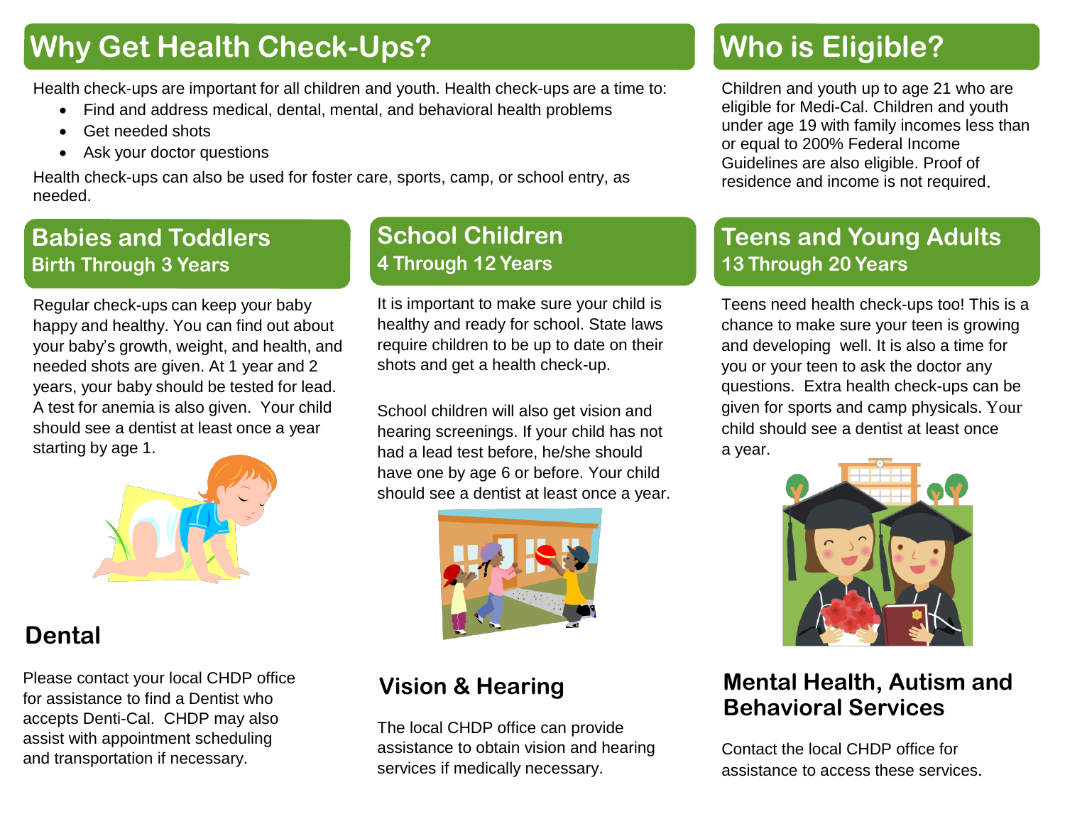## Why Get Health Check-Ups?

Health check-ups are important for all children and youth. Health check-ups are a time to:

- Find and address medical, dental, mental, and behavioral health problems
- Get needed shots
- Ask your doctor questions

Health check-ups can also be used for foster care, sports, camp, or school entry, as needed.

## Who is Eligible?

Children and youth up to age 21 who are eligible for Medi-Cal. Children and youth under age 19 with family incomes less than or equal to 200% Federal Income Guidelines are also eligible. Proof of residence and income is not required.

## Babies and Toddlers

### Birth Through 3 Years

Regular check-ups can keep your baby happy and healthy. You can find out about your baby's growth, weight, and health, and needed shots are given. At 1 year and 2 years, your baby should be tested for lead. A test for anemia is also given. Your child should see a dentist at least once a year starting by age 1.

## Dental

Please contact your local CHDP office for assistance to find a Dentist who accepts Denti-Cal. CHDP may also assist with appointment scheduling and transportation if necessary.

## School Children

### 4 Through 12 Years

It is important to make sure your child is healthy and ready for school. State laws require children to be up to date on their shots and get a health check-up.

School children will also get vision and hearing screenings. If your child has not had a lead test before, he/she should have one by age 6 or before. Your child should see a dentist at least once a year.

## Vision & Hearing

The local CHDP office can provide assistance to obtain vision and hearing services if medically necessary.

## Teens and Young Adults

### 13 Through 20 Years

Teens need health check-ups too! This is a chance to make sure your teen is growing and developing well. It is also a time for you or your teen to ask the doctor any questions. Extra health check-ups can be given for sports and camp physicals. Your child should see a dentist at least once a year.

## Mental Health, Autism and Behavioral Services

Contact the local CHDP office for assistance to access these services.